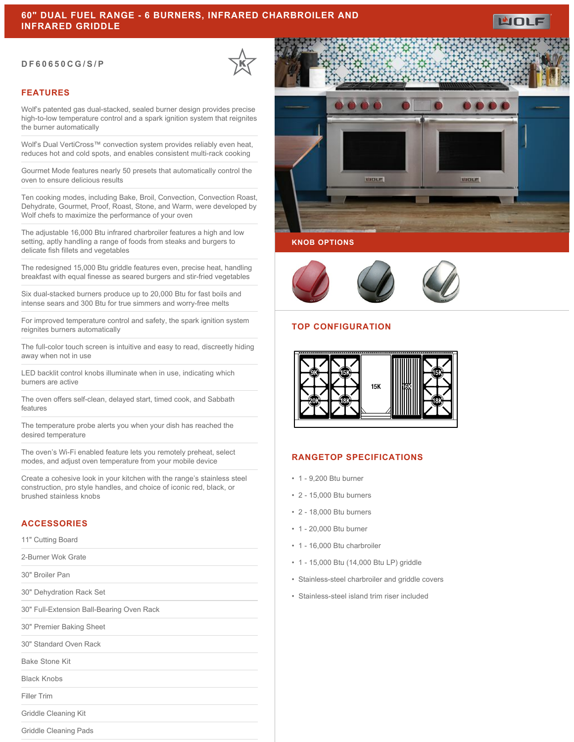# 60" DUAL FUEL RANGE - 6 BURNERS, INFRARED CHARBROILER AND INFRARED GRIDDLE

DF60650CG/S/P

## FEATURES

Wolf's patented gas dual-stacked, sealed burner design provides precise high-to-low temperature control and a spark ignition system that reignites the burner automatically

Wolf's Dual VertiCross™ convection system provides reliably even heat, reduces hot and cold spots, and enables consistent multi-rack cooking

Gourmet Mode features nearly 50 presets that automatically control the oven to ensure delicious results

Ten cooking modes, including Bake, Broil, Convection, Convection Roast, Dehydrate, Gourmet, Proof, Roast, Stone, and Warm, were developed by Wolf chefs to maximize the performance of your oven

The adjustable 16,000 Btu infrared charbroiler features a high and low setting, aptly handling a range of foods from steaks and burgers to delicate fish fillets and vegetables

The redesigned 15,000 Btu griddle features even, precise heat, handling breakfast with equal finesse as seared burgers and stir-fried vegetables

Six dual-stacked burners produce up to 20,000 Btu for fast boils and intense sears and 300 Btu for true simmers and worry-free melts

For improved temperature control and safety, the spark ignition system reignites burners automatically

The full-color touch screen is intuitive and easy to read, discreetly hiding away when not in use

LED backlit control knobs illuminate when in use, indicating which burners are active

The oven offers self-clean, delayed start, timed cook, and Sabbath features

The temperature probe alerts you when your dish has reached the desired temperature

The oven's Wi-Fi enabled feature lets you remotely preheat, select modes, and adjust oven temperature from your mobile device

Create a cohesive look in your kitchen with the range's stainless steel construction, pro style handles, and choice of iconic red, black, or brushed stainless knobs

## ACCESSORIES

- 11" Cutting Board
- 2-Burner Wok Grate
- 30" Broiler Pan
- 30" Dehydration Rack Set
- 30" Full-Extension Ball-Bearing Oven Rack
- 30" Premier Baking Sheet
- 30" Standard Oven Rack
- Bake Stone Kit
- Black Knobs
- Filler Trim
- Griddle Cleaning Kit
- Griddle Cleaning Pads

## KNOB OPTIONS

## TOP CONFIGURATION

9K, 15K, 20K, 18K, 15K, 16K, 15K, 18K

## RANGETOP SPECIFICATIONS

- 1 - 9,200 Btu burner
- 2 - 15,000 Btu burners
- 2 - 18,000 Btu burners
- 1 - 20,000 Btu burner
- 1 - 16,000 Btu charbroiler
- 1 - 15,000 Btu (14,000 Btu LP) griddle
- Stainless-steel charbroiler and griddle covers
- Stainless-steel island trim riser included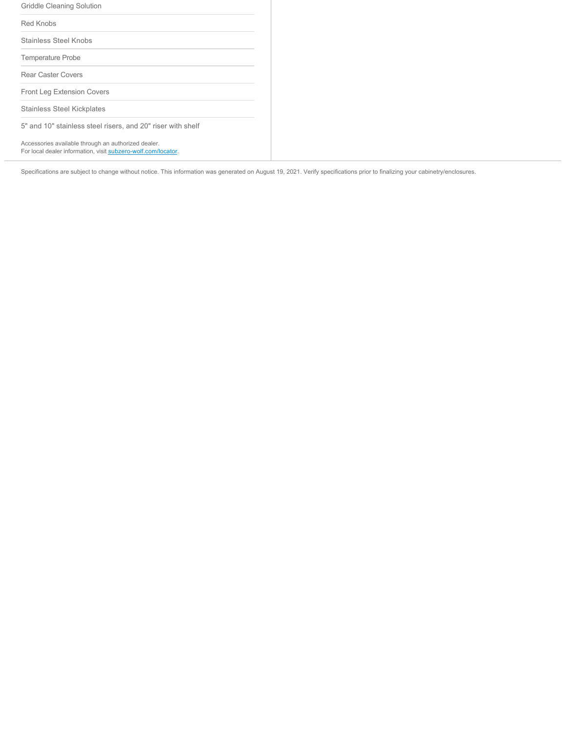Griddle Cleaning Solution

Red Knobs

Stainless Steel Knobs

Temperature Probe

Rear Caster Covers

Front Leg Extension Covers

Stainless Steel Kickplates

5" and 10" stainless steel risers, and 20" riser with shelf

Accessories available through an authorized dealer.
For local dealer information, visit [subzero-wolf.com/locator](subzero-wolf.com/locator).

Specifications are subject to change without notice. This information was generated on August 19, 2021. Verify specifications prior to finalizing your cabinetry/enclosures.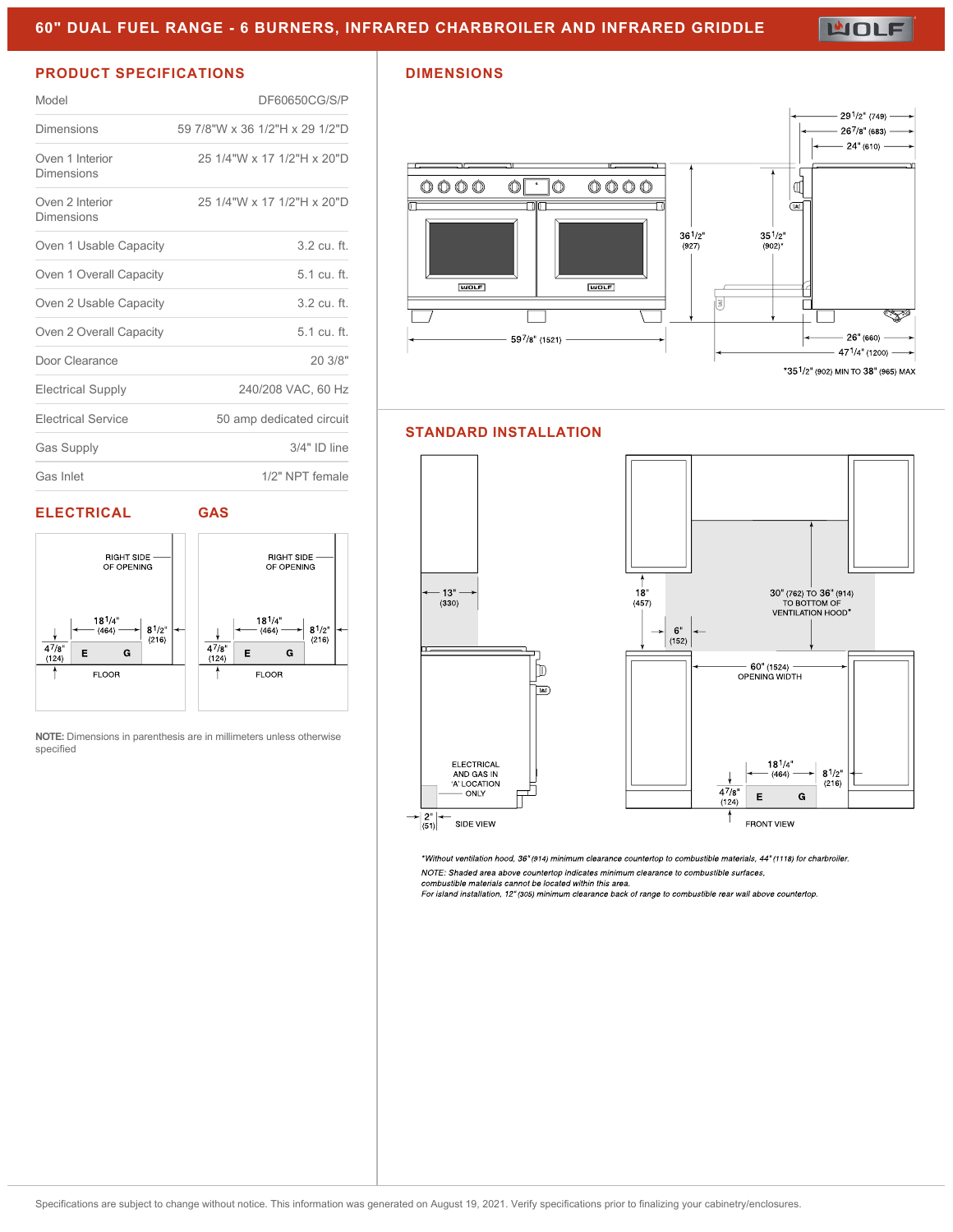# 60" DUAL FUEL RANGE - 6 BURNERS, INFRARED CHARBROILER AND INFRARED GRIDDLE

## PRODUCT SPECIFICATIONS

| | |
|---|---|
| Model | DF60650CG/S/P |
| Dimensions | 59 7/8"W x 36 1/2"H x 29 1/2"D |
| Oven 1 Interior Dimensions | 25 1/4"W x 17 1/2"H x 20"D |
| Oven 2 Interior Dimensions | 25 1/4"W x 17 1/2"H x 20"D |
| Oven 1 Usable Capacity | 3.2 cu. ft. |
| Oven 1 Overall Capacity | 5.1 cu. ft. |
| Oven 2 Usable Capacity | 3.2 cu. ft. |
| Oven 2 Overall Capacity | 5.1 cu. ft. |
| Door Clearance | 20 3/8" |
| Electrical Supply | 240/208 VAC, 60 Hz |
| Electrical Service | 50 amp dedicated circuit |
| Gas Supply | 3/4" ID line |
| Gas Inlet | 1/2" NPT female |

## ELECTRICAL

RIGHT SIDE OF OPENING
18 1/4" (464)
8 1/2" (216)
4 7/8" (124)
E G
FLOOR

## GAS

RIGHT SIDE OF OPENING
18 1/4" (464)
8 1/2" (216)
4 7/8" (124)
E G
FLOOR

**NOTE:** Dimensions in parenthesis are in millimeters unless otherwise specified

## DIMENSIONS

29 1/2" (749)
26 7/8" (683)
24" (610)
36 1/2" (927)
35 1/2" (902)*
59 7/8" (1521)
26" (660)
47 1/4" (1200)
*35 1/2" (902) MIN TO 38" (965) MAX

## STANDARD INSTALLATION

13" (330)
ELECTRICAL AND GAS IN 'A' LOCATION ONLY
2" (51)
SIDE VIEW

18" (457)
6" (152)
30" (762) TO 36" (914) TO BOTTOM OF VENTILATION HOOD*
60" (1524) OPENING WIDTH
18 1/4" (464)
8 1/2" (216)
4 7/8" (124)
E G
FRONT VIEW

*\*Without ventilation hood, 36" (914) minimum clearance countertop to combustible materials, 44" (1118) for charbroiler.*

*NOTE: Shaded area above countertop indicates minimum clearance to combustible surfaces, combustible materials cannot be located within this area.*

*For island installation, 12" (305) minimum clearance back of range to combustible rear wall above countertop.*

Specifications are subject to change without notice. This information was generated on August 19, 2021. Verify specifications prior to finalizing your cabinetry/enclosures.